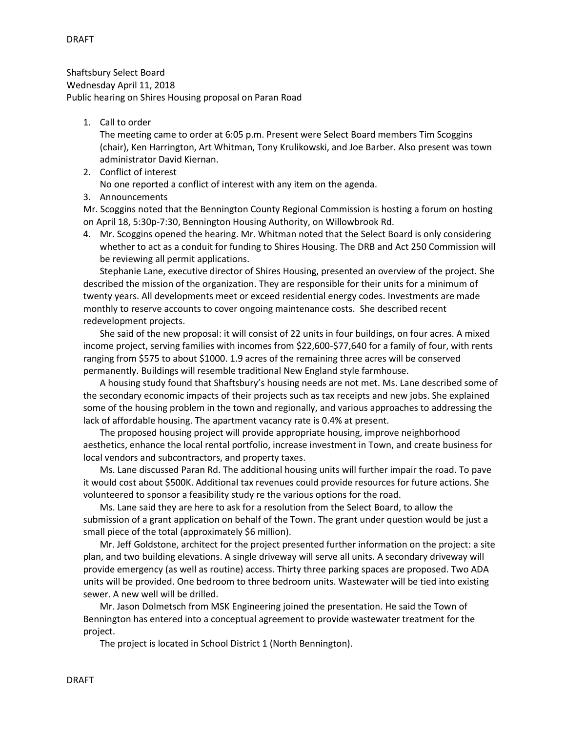Shaftsbury Select Board
Wednesday April 11, 2018
Public hearing on Shires Housing proposal on Paran Road

1. Call to order
   The meeting came to order at 6:05 p.m. Present were Select Board members Tim Scoggins (chair), Ken Harrington, Art Whitman, Tony Krulikowski, and Joe Barber. Also present was town administrator David Kiernan.
2. Conflict of interest
   No one reported a conflict of interest with any item on the agenda.
3. Announcements

Mr. Scoggins noted that the Bennington County Regional Commission is hosting a forum on hosting on April 18, 5:30p-7:30, Bennington Housing Authority, on Willowbrook Rd.

4. Mr. Scoggins opened the hearing. Mr. Whitman noted that the Select Board is only considering whether to act as a conduit for funding to Shires Housing. The DRB and Act 250 Commission will be reviewing all permit applications.

Stephanie Lane, executive director of Shires Housing, presented an overview of the project. She described the mission of the organization. They are responsible for their units for a minimum of twenty years. All developments meet or exceed residential energy codes. Investments are made monthly to reserve accounts to cover ongoing maintenance costs. She described recent redevelopment projects.

She said of the new proposal: it will consist of 22 units in four buildings, on four acres. A mixed income project, serving families with incomes from $22,600-$77,640 for a family of four, with rents ranging from $575 to about $1000. 1.9 acres of the remaining three acres will be conserved permanently. Buildings will resemble traditional New England style farmhouse.

A housing study found that Shaftsbury's housing needs are not met. Ms. Lane described some of the secondary economic impacts of their projects such as tax receipts and new jobs. She explained some of the housing problem in the town and regionally, and various approaches to addressing the lack of affordable housing. The apartment vacancy rate is 0.4% at present.

The proposed housing project will provide appropriate housing, improve neighborhood aesthetics, enhance the local rental portfolio, increase investment in Town, and create business for local vendors and subcontractors, and property taxes.

Ms. Lane discussed Paran Rd. The additional housing units will further impair the road. To pave it would cost about $500K. Additional tax revenues could provide resources for future actions. She volunteered to sponsor a feasibility study re the various options for the road.

Ms. Lane said they are here to ask for a resolution from the Select Board, to allow the submission of a grant application on behalf of the Town. The grant under question would be just a small piece of the total (approximately $6 million).

Mr. Jeff Goldstone, architect for the project presented further information on the project: a site plan, and two building elevations. A single driveway will serve all units. A secondary driveway will provide emergency (as well as routine) access. Thirty three parking spaces are proposed. Two ADA units will be provided. One bedroom to three bedroom units. Wastewater will be tied into existing sewer. A new well will be drilled.

Mr. Jason Dolmetsch from MSK Engineering joined the presentation. He said the Town of Bennington has entered into a conceptual agreement to provide wastewater treatment for the project.

The project is located in School District 1 (North Bennington).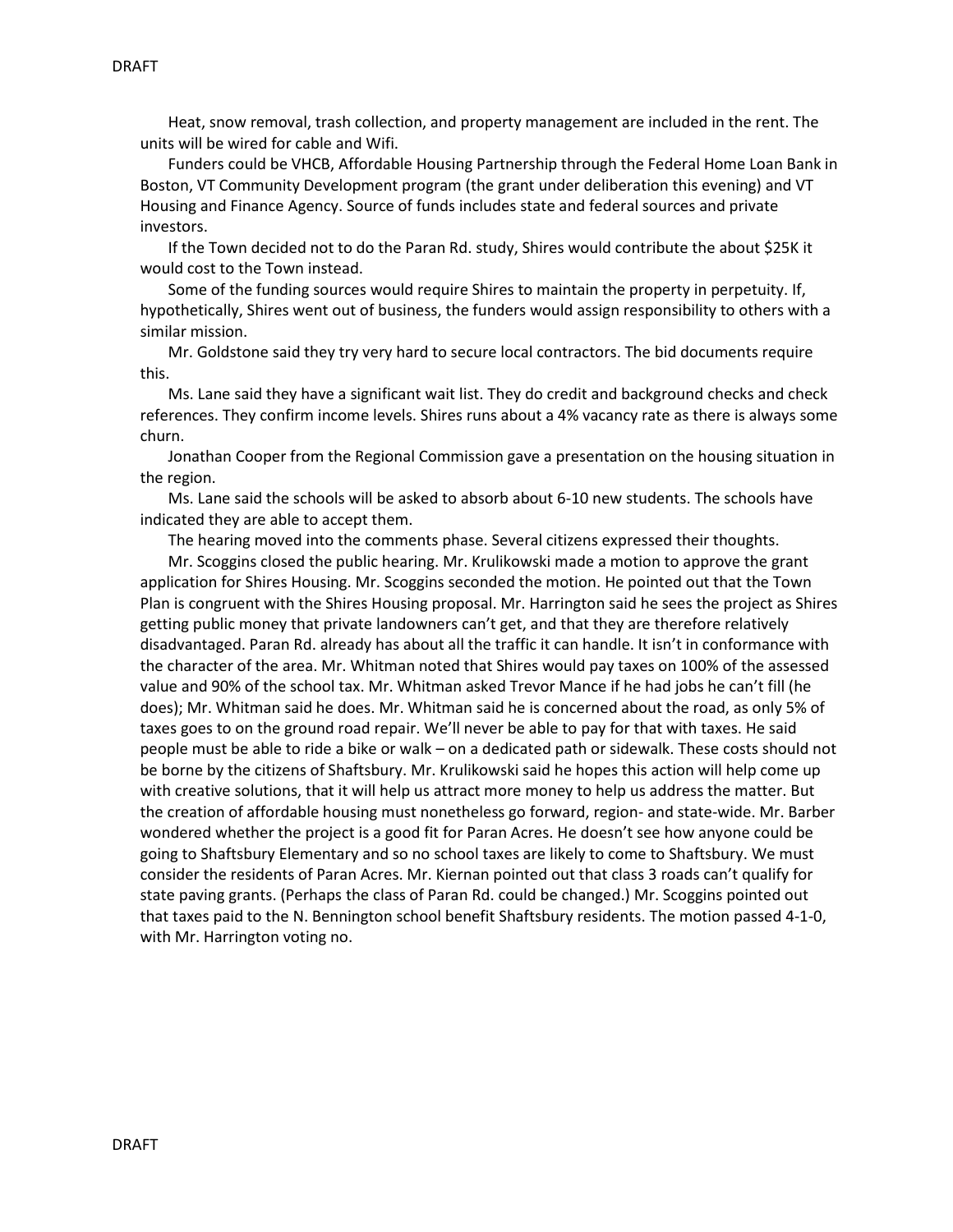Heat, snow removal, trash collection, and property management are included in the rent. The units will be wired for cable and Wifi.

Funders could be VHCB, Affordable Housing Partnership through the Federal Home Loan Bank in Boston, VT Community Development program (the grant under deliberation this evening) and VT Housing and Finance Agency. Source of funds includes state and federal sources and private investors.

If the Town decided not to do the Paran Rd. study, Shires would contribute the about $25K it would cost to the Town instead.

Some of the funding sources would require Shires to maintain the property in perpetuity. If, hypothetically, Shires went out of business, the funders would assign responsibility to others with a similar mission.

Mr. Goldstone said they try very hard to secure local contractors. The bid documents require this.

Ms. Lane said they have a significant wait list. They do credit and background checks and check references. They confirm income levels. Shires runs about a 4% vacancy rate as there is always some churn.

Jonathan Cooper from the Regional Commission gave a presentation on the housing situation in the region.

Ms. Lane said the schools will be asked to absorb about 6-10 new students. The schools have indicated they are able to accept them.

The hearing moved into the comments phase. Several citizens expressed their thoughts.

Mr. Scoggins closed the public hearing. Mr. Krulikowski made a motion to approve the grant application for Shires Housing. Mr. Scoggins seconded the motion. He pointed out that the Town Plan is congruent with the Shires Housing proposal. Mr. Harrington said he sees the project as Shires getting public money that private landowners can't get, and that they are therefore relatively disadvantaged. Paran Rd. already has about all the traffic it can handle. It isn't in conformance with the character of the area. Mr. Whitman noted that Shires would pay taxes on 100% of the assessed value and 90% of the school tax. Mr. Whitman asked Trevor Mance if he had jobs he can't fill (he does); Mr. Whitman said he does. Mr. Whitman said he is concerned about the road, as only 5% of taxes goes to on the ground road repair. We'll never be able to pay for that with taxes. He said people must be able to ride a bike or walk – on a dedicated path or sidewalk. These costs should not be borne by the citizens of Shaftsbury. Mr. Krulikowski said he hopes this action will help come up with creative solutions, that it will help us attract more money to help us address the matter. But the creation of affordable housing must nonetheless go forward, region- and state-wide. Mr. Barber wondered whether the project is a good fit for Paran Acres. He doesn't see how anyone could be going to Shaftsbury Elementary and so no school taxes are likely to come to Shaftsbury. We must consider the residents of Paran Acres. Mr. Kiernan pointed out that class 3 roads can't qualify for state paving grants. (Perhaps the class of Paran Rd. could be changed.) Mr. Scoggins pointed out that taxes paid to the N. Bennington school benefit Shaftsbury residents. The motion passed 4-1-0, with Mr. Harrington voting no.